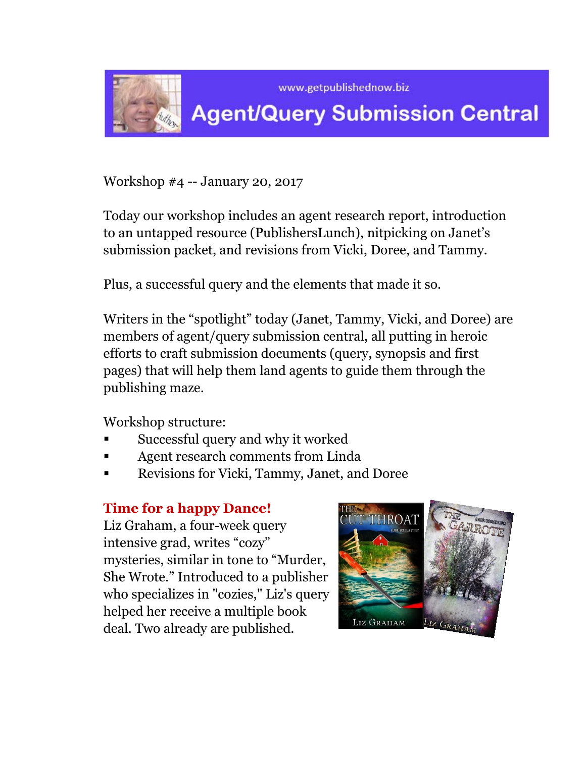www.getpublishednow.biz

# Agent/Query Submission Central

Workshop #4 -- January 20, 2017

Today our workshop includes an agent research report, introduction to an untapped resource (PublishersLunch), nitpicking on Janet's submission packet, and revisions from Vicki, Doree, and Tammy.

Plus, a successful query and the elements that made it so.

Writers in the "spotlight" today (Janet, Tammy, Vicki, and Doree) are members of agent/query submission central, all putting in heroic efforts to craft submission documents (query, synopsis and first pages) that will help them land agents to guide them through the publishing maze.

Workshop structure:

- Successful query and why it worked
- Agent research comments from Linda
- Revisions for Vicki, Tammy, Janet, and Doree

## Time for a happy Dance!

Liz Graham, a four-week query intensive grad, writes "cozy" mysteries, similar in tone to "Murder, She Wrote." Introduced to a publisher who specializes in "cozies," Liz's query helped her receive a multiple book deal. Two already are published.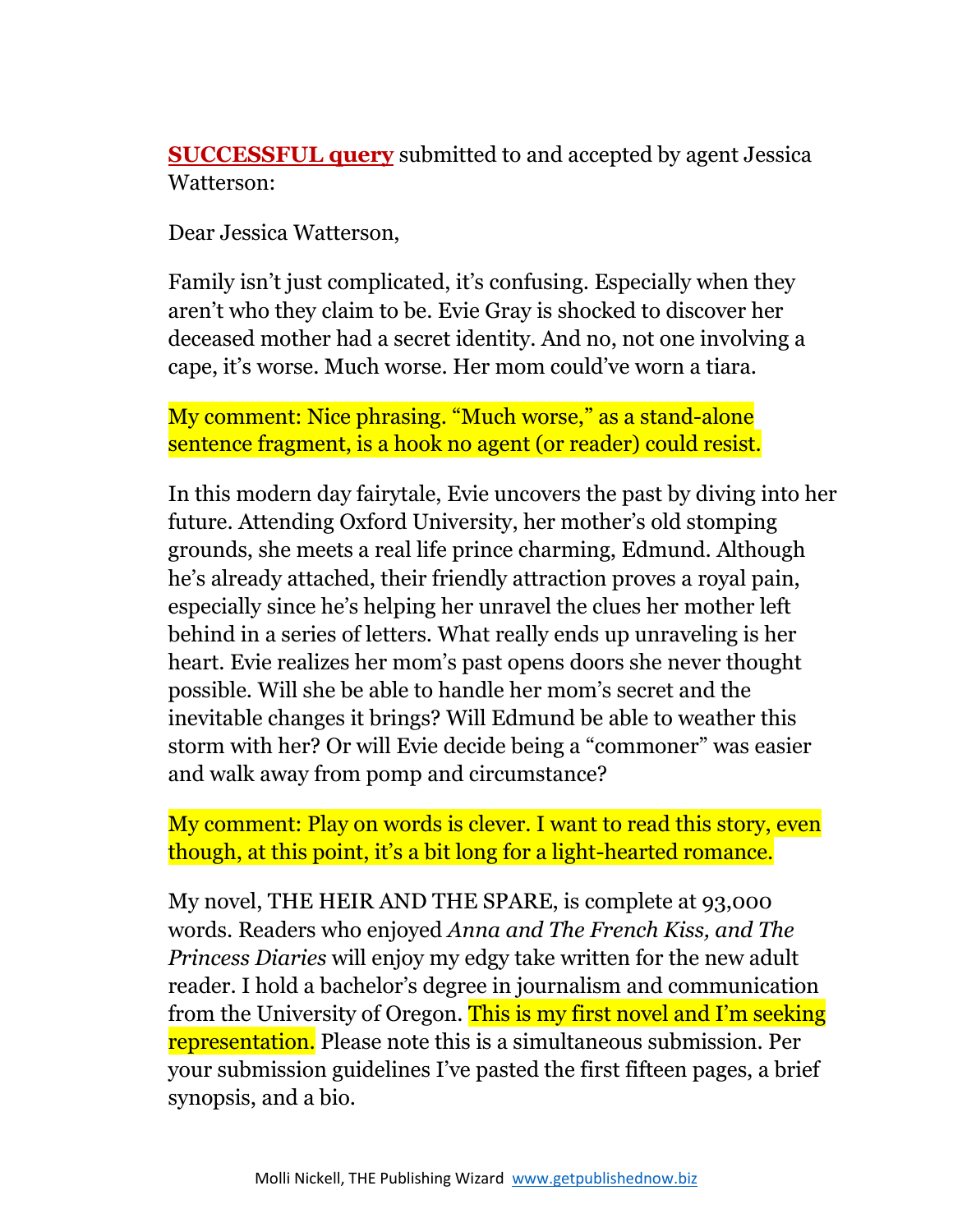**SUCCESSFUL query** submitted to and accepted by agent Jessica Watterson:

Dear Jessica Watterson,

Family isn't just complicated, it's confusing. Especially when they aren't who they claim to be. Evie Gray is shocked to discover her deceased mother had a secret identity. And no, not one involving a cape, it's worse. Much worse. Her mom could've worn a tiara.

My comment: Nice phrasing. "Much worse," as a stand-alone sentence fragment, is a hook no agent (or reader) could resist.

In this modern day fairytale, Evie uncovers the past by diving into her future. Attending Oxford University, her mother's old stomping grounds, she meets a real life prince charming, Edmund. Although he's already attached, their friendly attraction proves a royal pain, especially since he's helping her unravel the clues her mother left behind in a series of letters. What really ends up unraveling is her heart. Evie realizes her mom's past opens doors she never thought possible. Will she be able to handle her mom's secret and the inevitable changes it brings? Will Edmund be able to weather this storm with her? Or will Evie decide being a "commoner" was easier and walk away from pomp and circumstance?

My comment: Play on words is clever. I want to read this story, even though, at this point, it's a bit long for a light-hearted romance.

My novel, THE HEIR AND THE SPARE, is complete at 93,000 words. Readers who enjoyed *Anna and The French Kiss, and The Princess Diaries* will enjoy my edgy take written for the new adult reader. I hold a bachelor's degree in journalism and communication from the University of Oregon. This is my first novel and I'm seeking representation. Please note this is a simultaneous submission. Per your submission guidelines I've pasted the first fifteen pages, a brief synopsis, and a bio.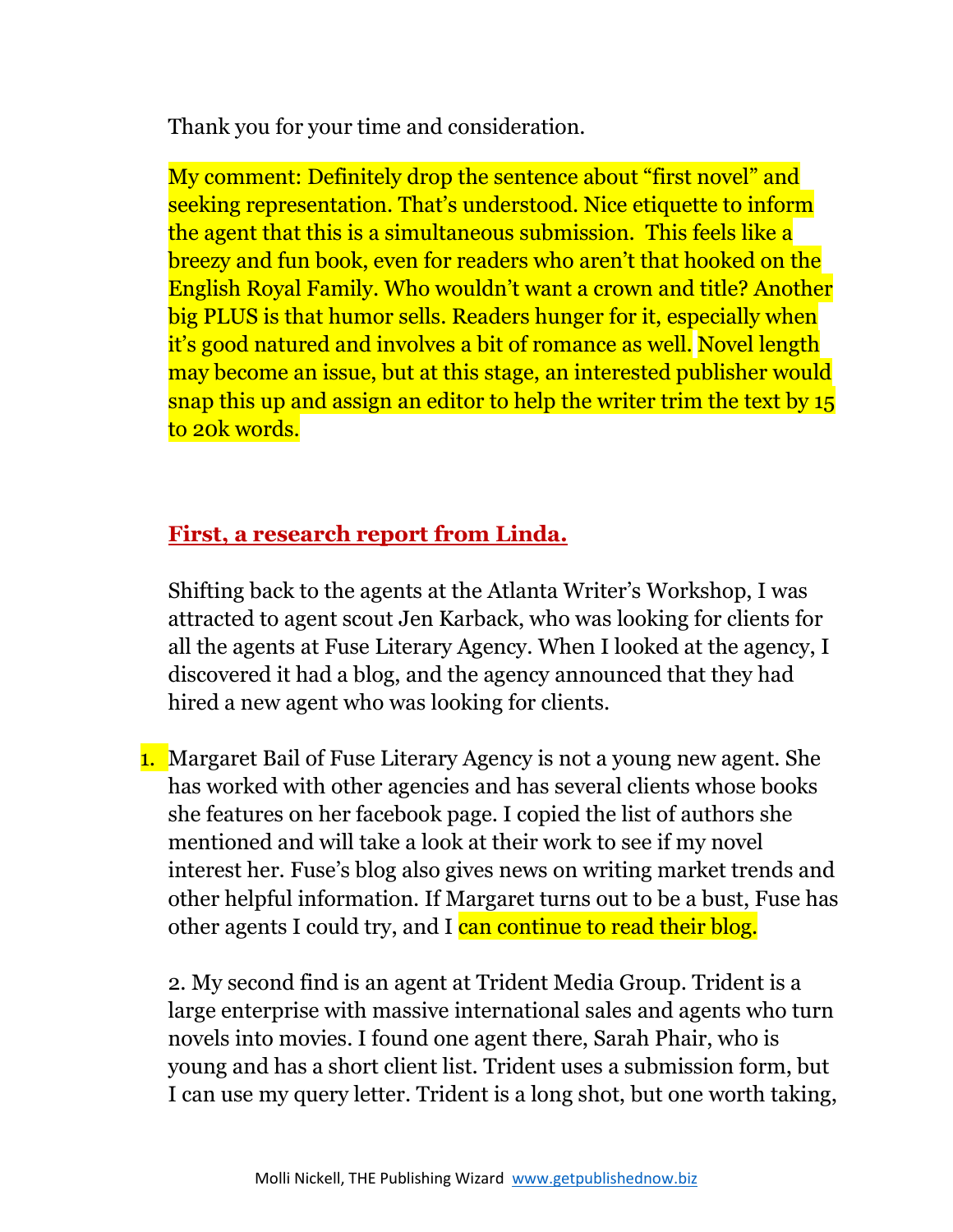Thank you for your time and consideration.

My comment: Definitely drop the sentence about "first novel" and seeking representation. That's understood. Nice etiquette to inform the agent that this is a simultaneous submission. This feels like a breezy and fun book, even for readers who aren't that hooked on the English Royal Family. Who wouldn't want a crown and title? Another big PLUS is that humor sells. Readers hunger for it, especially when it's good natured and involves a bit of romance as well. Novel length may become an issue, but at this stage, an interested publisher would snap this up and assign an editor to help the writer trim the text by 15 to 20k words.

## First, a research report from Linda.

Shifting back to the agents at the Atlanta Writer's Workshop, I was attracted to agent scout Jen Karback, who was looking for clients for all the agents at Fuse Literary Agency. When I looked at the agency, I discovered it had a blog, and the agency announced that they had hired a new agent who was looking for clients.

1. Margaret Bail of Fuse Literary Agency is not a young new agent. She has worked with other agencies and has several clients whose books she features on her facebook page. I copied the list of authors she mentioned and will take a look at their work to see if my novel interest her. Fuse's blog also gives news on writing market trends and other helpful information. If Margaret turns out to be a bust, Fuse has other agents I could try, and I can continue to read their blog.

2. My second find is an agent at Trident Media Group. Trident is a large enterprise with massive international sales and agents who turn novels into movies. I found one agent there, Sarah Phair, who is young and has a short client list. Trident uses a submission form, but I can use my query letter. Trident is a long shot, but one worth taking,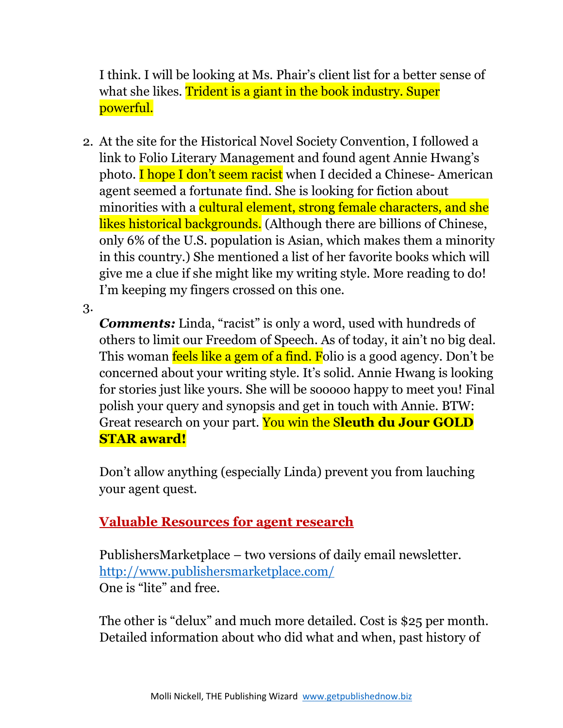I think. I will be looking at Ms. Phair's client list for a better sense of what she likes. Trident is a giant in the book industry. Super powerful.

2. At the site for the Historical Novel Society Convention, I followed a link to Folio Literary Management and found agent Annie Hwang's photo. I hope I don't seem racist when I decided a Chinese- American agent seemed a fortunate find. She is looking for fiction about minorities with a cultural element, strong female characters, and she likes historical backgrounds. (Although there are billions of Chinese, only 6% of the U.S. population is Asian, which makes them a minority in this country.) She mentioned a list of her favorite books which will give me a clue if she might like my writing style. More reading to do! I'm keeping my fingers crossed on this one.

3.

***Comments:*** Linda, "racist" is only a word, used with hundreds of others to limit our Freedom of Speech. As of today, it ain't no big deal. This woman feels like a gem of a find. Folio is a good agency. Don't be concerned about your writing style. It's solid. Annie Hwang is looking for stories just like yours. She will be sooooo happy to meet you! Final polish your query and synopsis and get in touch with Annie. BTW: Great research on your part. You win the S**leuth du Jour GOLD STAR award!**

Don't allow anything (especially Linda) prevent you from lauching your agent quest.

**Valuable Resources for agent research**

PublishersMarketplace – two versions of daily email newsletter.
http://www.publishersmarketplace.com/
One is "lite" and free.

The other is "delux" and much more detailed. Cost is $25 per month. Detailed information about who did what and when, past history of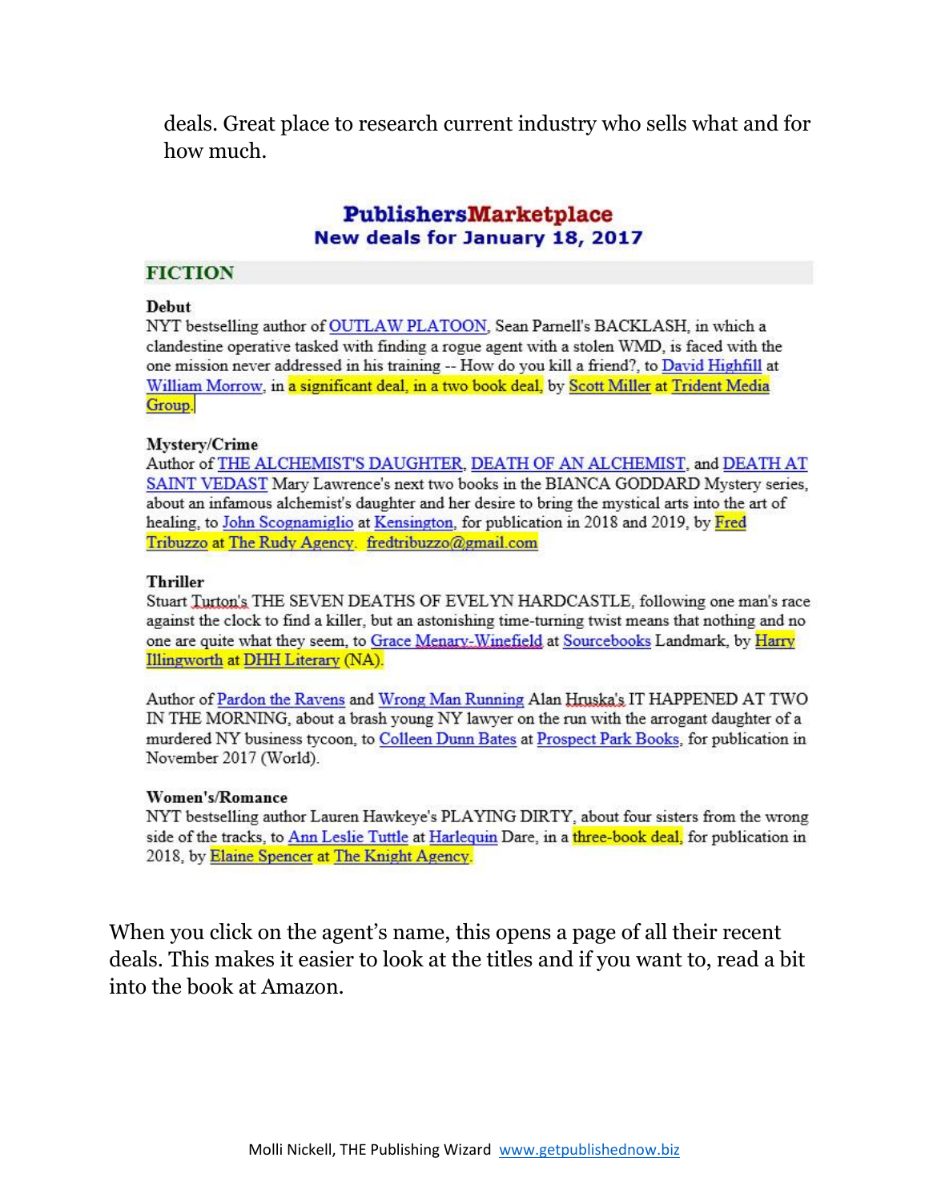deals. Great place to research current industry who sells what and for how much.

## PublishersMarketplace
### New deals for January 18, 2017

### FICTION

**Debut**

NYT bestselling author of OUTLAW PLATOON, Sean Parnell's BACKLASH, in which a clandestine operative tasked with finding a rogue agent with a stolen WMD, is faced with the one mission never addressed in his training -- How do you kill a friend?, to David Highfill at William Morrow, in a significant deal, in a two book deal, by Scott Miller at Trident Media Group.

**Mystery/Crime**

Author of THE ALCHEMIST'S DAUGHTER, DEATH OF AN ALCHEMIST, and DEATH AT SAINT VEDAST Mary Lawrence's next two books in the BIANCA GODDARD Mystery series, about an infamous alchemist's daughter and her desire to bring the mystical arts into the art of healing, to John Scognamiglio at Kensington, for publication in 2018 and 2019, by Fred Tribuzzo at The Rudy Agency. fredtribuzzo@gmail.com

**Thriller**

Stuart Turton's THE SEVEN DEATHS OF EVELYN HARDCASTLE, following one man's race against the clock to find a killer, but an astonishing time-turning twist means that nothing and no one are quite what they seem, to Grace Menary-Winefield at Sourcebooks Landmark, by Harry Illingworth at DHH Literary (NA).

Author of Pardon the Ravens and Wrong Man Running Alan Hruska's IT HAPPENED AT TWO IN THE MORNING, about a brash young NY lawyer on the run with the arrogant daughter of a murdered NY business tycoon, to Colleen Dunn Bates at Prospect Park Books, for publication in November 2017 (World).

**Women's/Romance**

NYT bestselling author Lauren Hawkeye's PLAYING DIRTY, about four sisters from the wrong side of the tracks, to Ann Leslie Tuttle at Harlequin Dare, in a three-book deal, for publication in 2018, by Elaine Spencer at The Knight Agency.

When you click on the agent's name, this opens a page of all their recent deals. This makes it easier to look at the titles and if you want to, read a bit into the book at Amazon.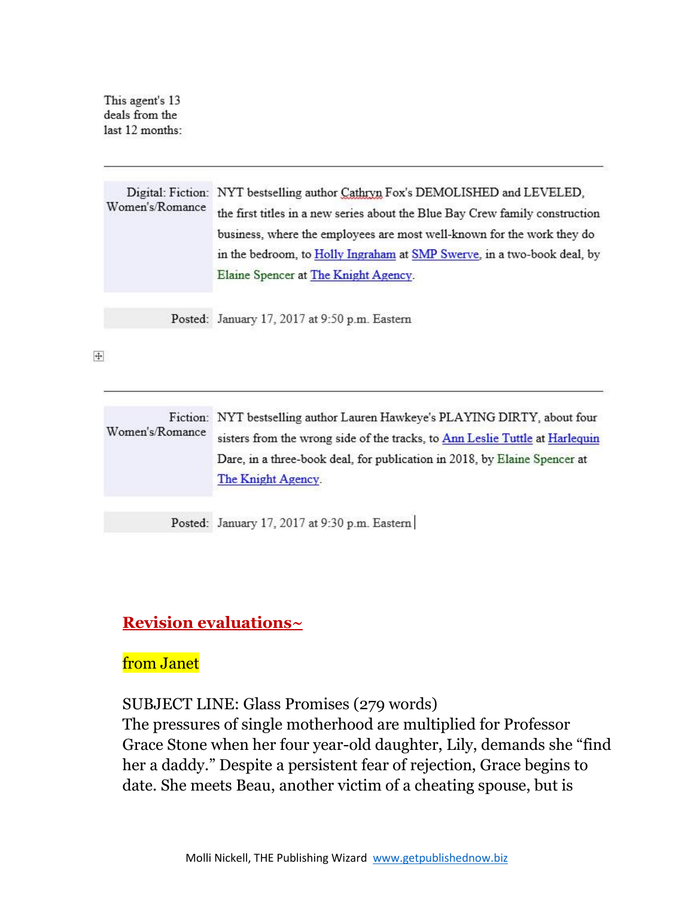This agent's 13 deals from the last 12 months:

---

| | |
|---|---|
| Digital: Fiction: Women's/Romance | NYT bestselling author Cathryn Fox's DEMOLISHED and LEVELED, the first titles in a new series about the Blue Bay Crew family construction business, where the employees are most well-known for the work they do in the bedroom, to Holly Ingraham at SMP Swerve, in a two-book deal, by Elaine Spencer at The Knight Agency. |
| Posted: | January 17, 2017 at 9:50 p.m. Eastern |

---

| | |
|---|---|
| Fiction: Women's/Romance | NYT bestselling author Lauren Hawkeye's PLAYING DIRTY, about four sisters from the wrong side of the tracks, to Ann Leslie Tuttle at Harlequin Dare, in a three-book deal, for publication in 2018, by Elaine Spencer at The Knight Agency. |
| Posted: | January 17, 2017 at 9:30 p.m. Eastern |

## Revision evaluations~

from Janet

SUBJECT LINE: Glass Promises (279 words)
The pressures of single motherhood are multiplied for Professor Grace Stone when her four year-old daughter, Lily, demands she "find her a daddy." Despite a persistent fear of rejection, Grace begins to date. She meets Beau, another victim of a cheating spouse, but is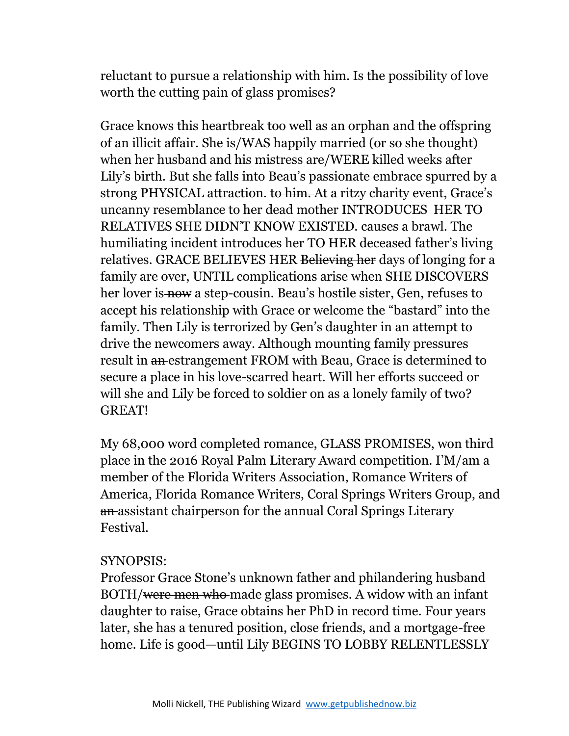reluctant to pursue a relationship with him. Is the possibility of love worth the cutting pain of glass promises?

Grace knows this heartbreak too well as an orphan and the offspring of an illicit affair. She is/WAS happily married (or so she thought) when her husband and his mistress are/WERE killed weeks after Lily's birth. But she falls into Beau's passionate embrace spurred by a strong PHYSICAL attraction. ~~to him.~~ At a ritzy charity event, Grace's uncanny resemblance to her dead mother INTRODUCES HER TO RELATIVES SHE DIDN'T KNOW EXISTED. causes a brawl. The humiliating incident introduces her TO HER deceased father's living relatives. GRACE BELIEVES HER ~~Believing her~~ days of longing for a family are over, UNTIL complications arise when SHE DISCOVERS her lover is ~~now~~ a step-cousin. Beau's hostile sister, Gen, refuses to accept his relationship with Grace or welcome the "bastard" into the family. Then Lily is terrorized by Gen's daughter in an attempt to drive the newcomers away. Although mounting family pressures result in ~~an~~ estrangement FROM with Beau, Grace is determined to secure a place in his love-scarred heart. Will her efforts succeed or will she and Lily be forced to soldier on as a lonely family of two? GREAT!

My 68,000 word completed romance, GLASS PROMISES, won third place in the 2016 Royal Palm Literary Award competition. I'M/am a member of the Florida Writers Association, Romance Writers of America, Florida Romance Writers, Coral Springs Writers Group, and ~~an~~ assistant chairperson for the annual Coral Springs Literary Festival.

SYNOPSIS:
Professor Grace Stone's unknown father and philandering husband BOTH/~~were men who~~ made glass promises. A widow with an infant daughter to raise, Grace obtains her PhD in record time. Four years later, she has a tenured position, close friends, and a mortgage-free home. Life is good—until Lily BEGINS TO LOBBY RELENTLESSLY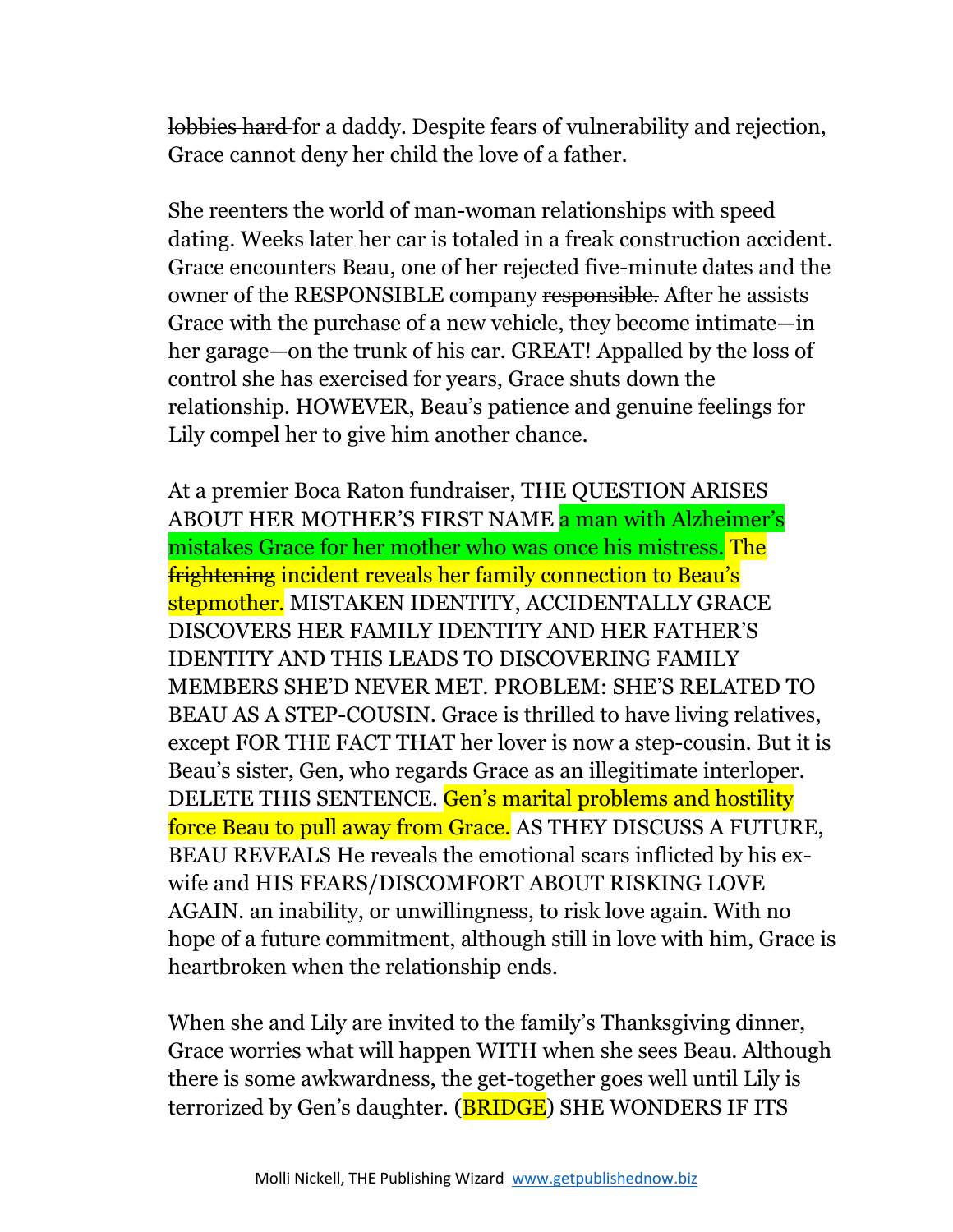~~lobbies hard~~ for a daddy. Despite fears of vulnerability and rejection, Grace cannot deny her child the love of a father.

She reenters the world of man-woman relationships with speed dating. Weeks later her car is totaled in a freak construction accident. Grace encounters Beau, one of her rejected five-minute dates and the owner of the RESPONSIBLE company ~~responsible.~~ After he assists Grace with the purchase of a new vehicle, they become intimate—in her garage—on the trunk of his car. GREAT! Appalled by the loss of control she has exercised for years, Grace shuts down the relationship. HOWEVER, Beau's patience and genuine feelings for Lily compel her to give him another chance.

At a premier Boca Raton fundraiser, THE QUESTION ARISES ABOUT HER MOTHER'S FIRST NAME a man with Alzheimer's mistakes Grace for her mother who was once his mistress. The ~~frightening~~ incident reveals her family connection to Beau's stepmother. MISTAKEN IDENTITY, ACCIDENTALLY GRACE DISCOVERS HER FAMILY IDENTITY AND HER FATHER'S IDENTITY AND THIS LEADS TO DISCOVERING FAMILY MEMBERS SHE'D NEVER MET. PROBLEM: SHE'S RELATED TO BEAU AS A STEP-COUSIN. Grace is thrilled to have living relatives, except FOR THE FACT THAT her lover is now a step-cousin. But it is Beau's sister, Gen, who regards Grace as an illegitimate interloper. DELETE THIS SENTENCE. Gen's marital problems and hostility force Beau to pull away from Grace. AS THEY DISCUSS A FUTURE, BEAU REVEALS He reveals the emotional scars inflicted by his ex-wife and HIS FEARS/DISCOMFORT ABOUT RISKING LOVE AGAIN. an inability, or unwillingness, to risk love again. With no hope of a future commitment, although still in love with him, Grace is heartbroken when the relationship ends.

When she and Lily are invited to the family's Thanksgiving dinner, Grace worries what will happen WITH when she sees Beau. Although there is some awkwardness, the get-together goes well until Lily is terrorized by Gen's daughter. (BRIDGE) SHE WONDERS IF ITS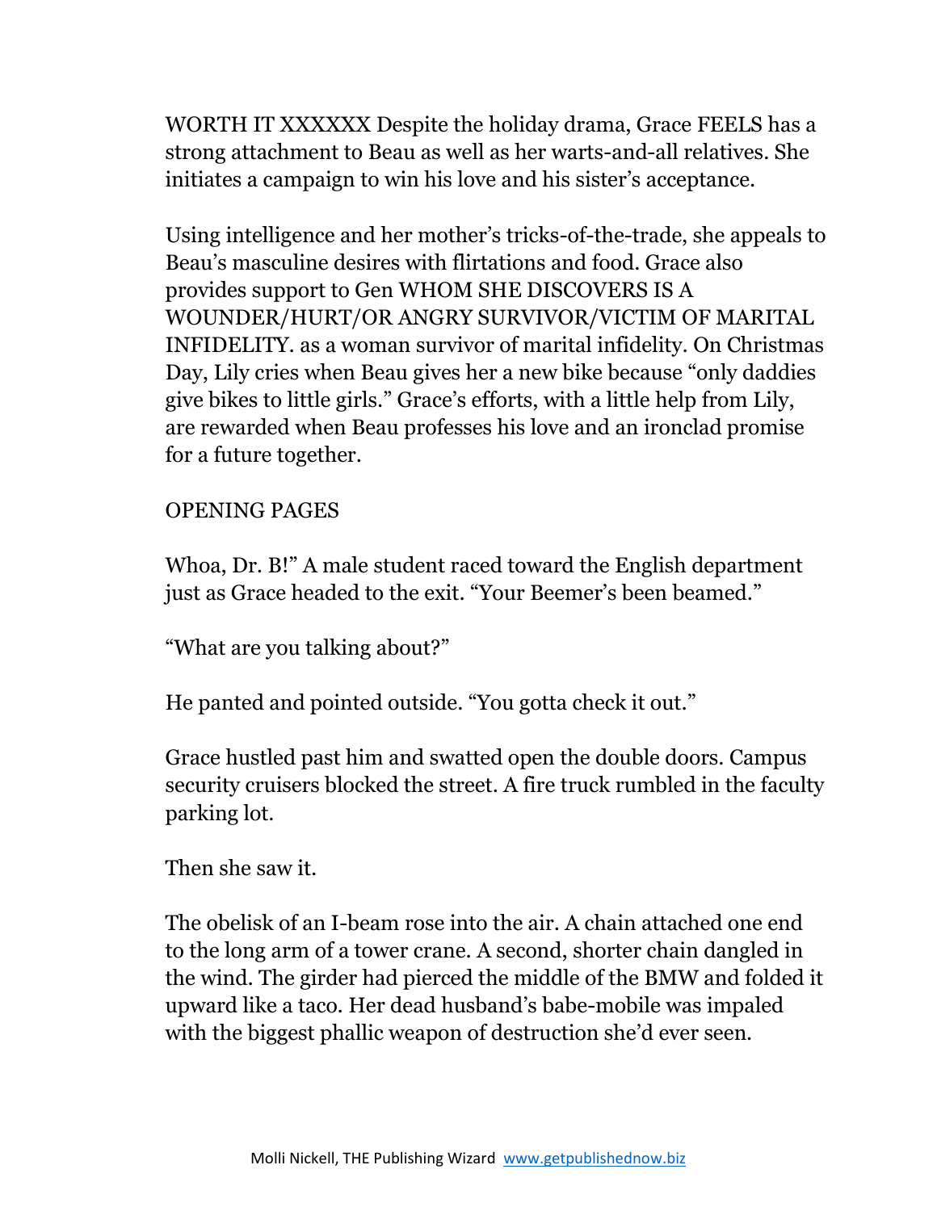WORTH IT XXXXXX Despite the holiday drama, Grace FEELS has a strong attachment to Beau as well as her warts-and-all relatives. She initiates a campaign to win his love and his sister's acceptance.

Using intelligence and her mother's tricks-of-the-trade, she appeals to Beau's masculine desires with flirtations and food. Grace also provides support to Gen WHOM SHE DISCOVERS IS A WOUNDER/HURT/OR ANGRY SURVIVOR/VICTIM OF MARITAL INFIDELITY. as a woman survivor of marital infidelity. On Christmas Day, Lily cries when Beau gives her a new bike because "only daddies give bikes to little girls." Grace's efforts, with a little help from Lily, are rewarded when Beau professes his love and an ironclad promise for a future together.

OPENING PAGES

Whoa, Dr. B!" A male student raced toward the English department just as Grace headed to the exit. "Your Beemer's been beamed."

"What are you talking about?"

He panted and pointed outside. "You gotta check it out."

Grace hustled past him and swatted open the double doors. Campus security cruisers blocked the street. A fire truck rumbled in the faculty parking lot.

Then she saw it.

The obelisk of an I-beam rose into the air. A chain attached one end to the long arm of a tower crane. A second, shorter chain dangled in the wind. The girder had pierced the middle of the BMW and folded it upward like a taco. Her dead husband's babe-mobile was impaled with the biggest phallic weapon of destruction she'd ever seen.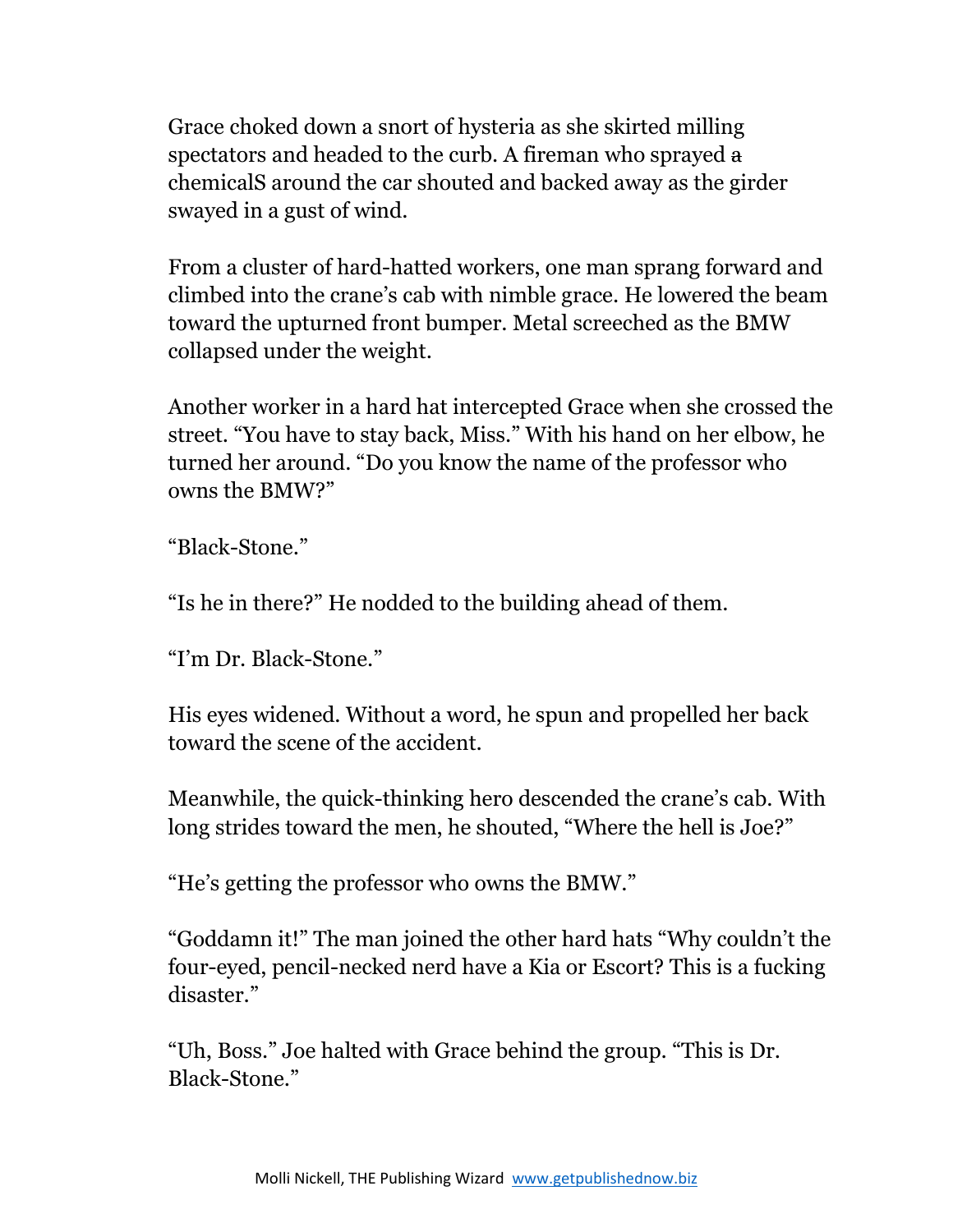Grace choked down a snort of hysteria as she skirted milling spectators and headed to the curb. A fireman who sprayed ~~a~~ chemicalS around the car shouted and backed away as the girder swayed in a gust of wind.

From a cluster of hard-hatted workers, one man sprang forward and climbed into the crane's cab with nimble grace. He lowered the beam toward the upturned front bumper. Metal screeched as the BMW collapsed under the weight.

Another worker in a hard hat intercepted Grace when she crossed the street. "You have to stay back, Miss." With his hand on her elbow, he turned her around. "Do you know the name of the professor who owns the BMW?"

"Black-Stone."

"Is he in there?" He nodded to the building ahead of them.

"I'm Dr. Black-Stone."

His eyes widened. Without a word, he spun and propelled her back toward the scene of the accident.

Meanwhile, the quick-thinking hero descended the crane's cab. With long strides toward the men, he shouted, "Where the hell is Joe?"

"He's getting the professor who owns the BMW."

"Goddamn it!" The man joined the other hard hats "Why couldn't the four-eyed, pencil-necked nerd have a Kia or Escort? This is a fucking disaster."

"Uh, Boss." Joe halted with Grace behind the group. "This is Dr. Black-Stone."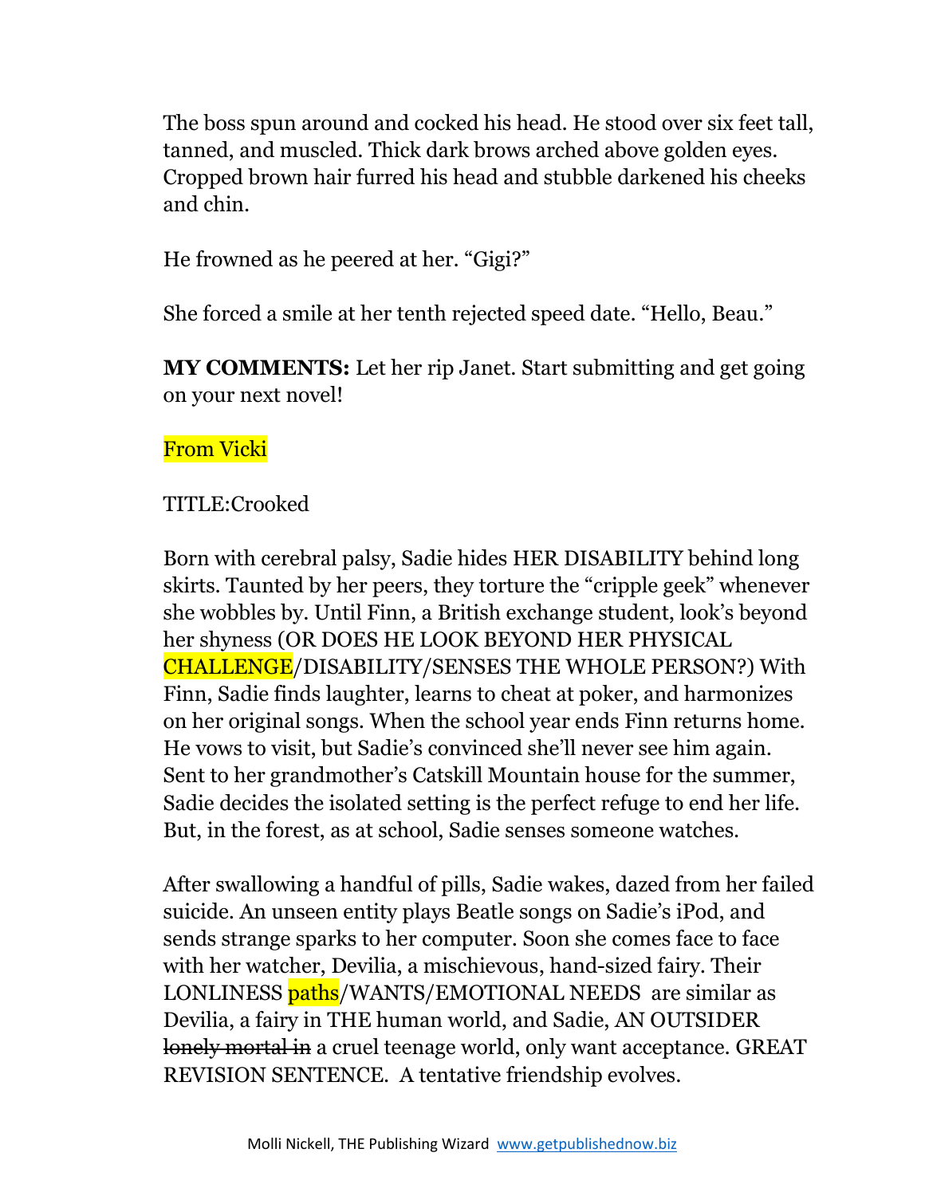The boss spun around and cocked his head. He stood over six feet tall, tanned, and muscled. Thick dark brows arched above golden eyes. Cropped brown hair furred his head and stubble darkened his cheeks and chin.

He frowned as he peered at her. "Gigi?"

She forced a smile at her tenth rejected speed date. "Hello, Beau."

**MY COMMENTS:** Let her rip Janet. Start submitting and get going on your next novel!

From Vicki

TITLE:Crooked

Born with cerebral palsy, Sadie hides HER DISABILITY behind long skirts. Taunted by her peers, they torture the "cripple geek" whenever she wobbles by. Until Finn, a British exchange student, look's beyond her shyness (OR DOES HE LOOK BEYOND HER PHYSICAL CHALLENGE/DISABILITY/SENSES THE WHOLE PERSON?) With Finn, Sadie finds laughter, learns to cheat at poker, and harmonizes on her original songs. When the school year ends Finn returns home. He vows to visit, but Sadie's convinced she'll never see him again. Sent to her grandmother's Catskill Mountain house for the summer, Sadie decides the isolated setting is the perfect refuge to end her life. But, in the forest, as at school, Sadie senses someone watches.

After swallowing a handful of pills, Sadie wakes, dazed from her failed suicide. An unseen entity plays Beatle songs on Sadie's iPod, and sends strange sparks to her computer. Soon she comes face to face with her watcher, Devilia, a mischievous, hand-sized fairy. Their LONLINESS paths/WANTS/EMOTIONAL NEEDS are similar as Devilia, a fairy in THE human world, and Sadie, AN OUTSIDER ~~lonely mortal in~~ a cruel teenage world, only want acceptance. GREAT REVISION SENTENCE. A tentative friendship evolves.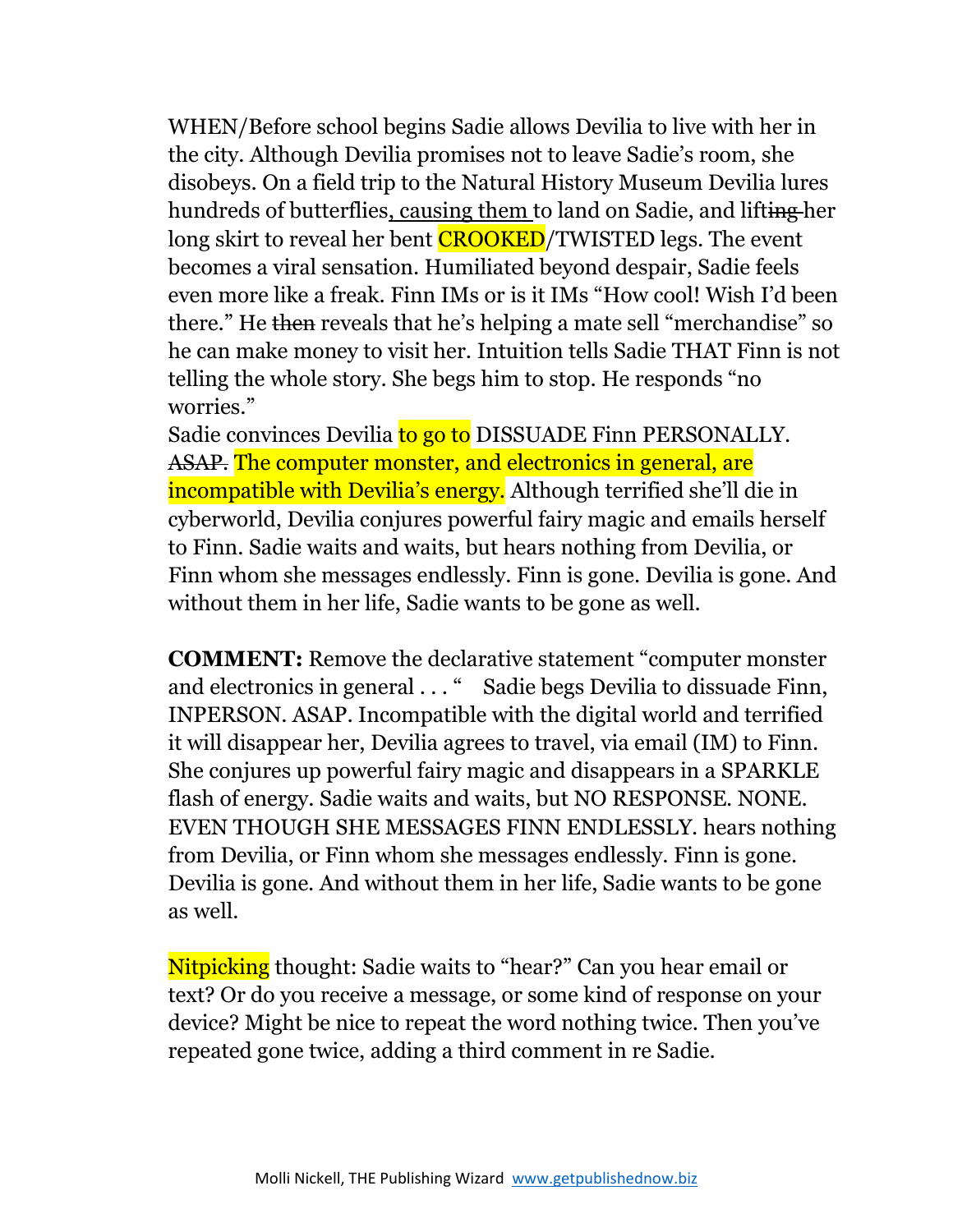WHEN/Before school begins Sadie allows Devilia to live with her in the city. Although Devilia promises not to leave Sadie's room, she disobeys. On a field trip to the Natural History Museum Devilia lures hundreds of butterflies, causing them to land on Sadie, and lift~~ing~~ her long skirt to reveal her bent CROOKED/TWISTED legs. The event becomes a viral sensation. Humiliated beyond despair, Sadie feels even more like a freak. Finn IMs or is it IMs "How cool! Wish I'd been there." He ~~then~~ reveals that he's helping a mate sell "merchandise" so he can make money to visit her. Intuition tells Sadie THAT Finn is not telling the whole story. She begs him to stop. He responds "no worries."

Sadie convinces Devilia to go to DISSUADE Finn PERSONALLY. ~~ASAP.~~ The computer monster, and electronics in general, are incompatible with Devilia's energy. Although terrified she'll die in cyberworld, Devilia conjures powerful fairy magic and emails herself to Finn. Sadie waits and waits, but hears nothing from Devilia, or Finn whom she messages endlessly. Finn is gone. Devilia is gone. And without them in her life, Sadie wants to be gone as well.

**COMMENT:** Remove the declarative statement "computer monster and electronics in general . . . " Sadie begs Devilia to dissuade Finn, INPERSON. ASAP. Incompatible with the digital world and terrified it will disappear her, Devilia agrees to travel, via email (IM) to Finn. She conjures up powerful fairy magic and disappears in a SPARKLE flash of energy. Sadie waits and waits, but NO RESPONSE. NONE. EVEN THOUGH SHE MESSAGES FINN ENDLESSLY. hears nothing from Devilia, or Finn whom she messages endlessly. Finn is gone. Devilia is gone. And without them in her life, Sadie wants to be gone as well.

Nitpicking thought: Sadie waits to "hear?" Can you hear email or text? Or do you receive a message, or some kind of response on your device? Might be nice to repeat the word nothing twice. Then you've repeated gone twice, adding a third comment in re Sadie.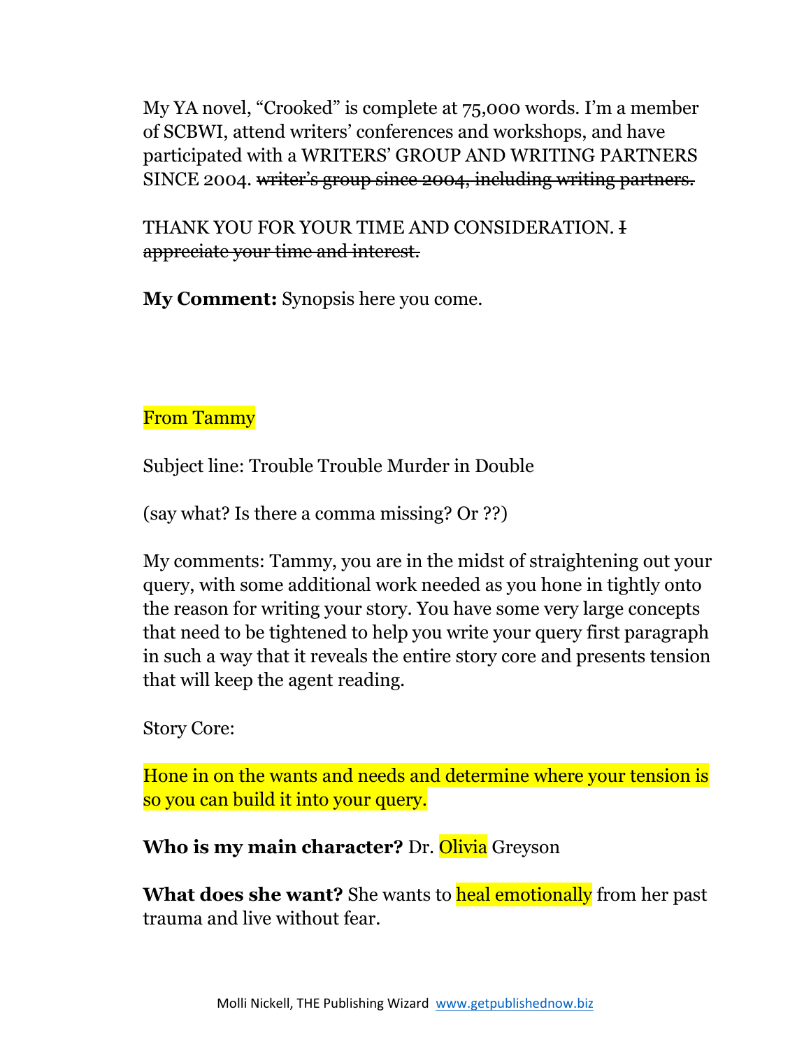My YA novel, “Crooked” is complete at 75,000 words. I’m a member of SCBWI, attend writers’ conferences and workshops, and have participated with a WRITERS’ GROUP AND WRITING PARTNERS SINCE 2004. ~~writer’s group since 2004, including writing partners.~~

THANK YOU FOR YOUR TIME AND CONSIDERATION. ~~I appreciate your time and interest.~~

**My Comment:** Synopsis here you come.

From Tammy

Subject line: Trouble Trouble Murder in Double

(say what? Is there a comma missing? Or ??)

My comments: Tammy, you are in the midst of straightening out your query, with some additional work needed as you hone in tightly onto the reason for writing your story. You have some very large concepts that need to be tightened to help you write your query first paragraph in such a way that it reveals the entire story core and presents tension that will keep the agent reading.

Story Core:

Hone in on the wants and needs and determine where your tension is so you can build it into your query.

**Who is my main character?** Dr. Olivia Greyson

**What does she want?** She wants to heal emotionally from her past trauma and live without fear.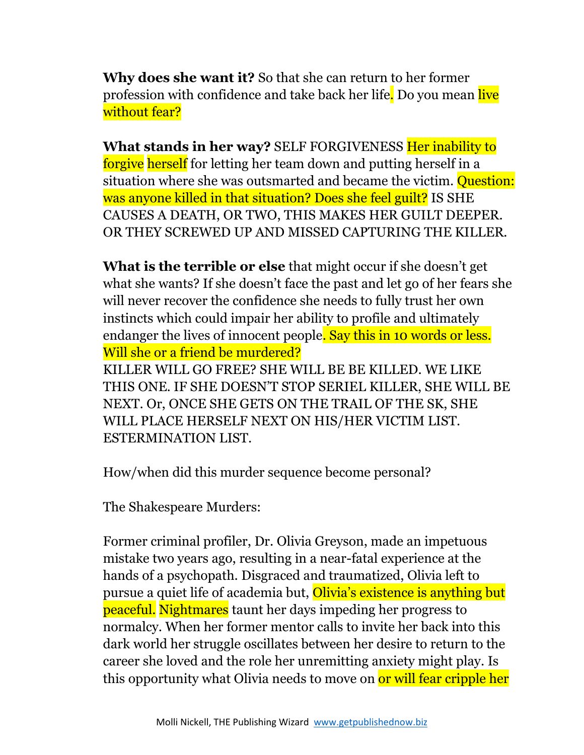**Why does she want it?** So that she can return to her former profession with confidence and take back her life. Do you mean live without fear?

**What stands in her way?** SELF FORGIVENESS Her inability to forgive herself for letting her team down and putting herself in a situation where she was outsmarted and became the victim. Question: was anyone killed in that situation? Does she feel guilt? IS SHE CAUSES A DEATH, OR TWO, THIS MAKES HER GUILT DEEPER. OR THEY SCREWED UP AND MISSED CAPTURING THE KILLER.

**What is the terrible or else** that might occur if she doesn't get what she wants? If she doesn't face the past and let go of her fears she will never recover the confidence she needs to fully trust her own instincts which could impair her ability to profile and ultimately endanger the lives of innocent people. Say this in 10 words or less. Will she or a friend be murdered?
KILLER WILL GO FREE? SHE WILL BE BE KILLED. WE LIKE THIS ONE. IF SHE DOESN'T STOP SERIEL KILLER, SHE WILL BE NEXT. Or, ONCE SHE GETS ON THE TRAIL OF THE SK, SHE WILL PLACE HERSELF NEXT ON HIS/HER VICTIM LIST. ESTERMINATION LIST.

How/when did this murder sequence become personal?

The Shakespeare Murders:

Former criminal profiler, Dr. Olivia Greyson, made an impetuous mistake two years ago, resulting in a near-fatal experience at the hands of a psychopath. Disgraced and traumatized, Olivia left to pursue a quiet life of academia but, Olivia's existence is anything but peaceful. Nightmares taunt her days impeding her progress to normalcy. When her former mentor calls to invite her back into this dark world her struggle oscillates between her desire to return to the career she loved and the role her unremitting anxiety might play. Is this opportunity what Olivia needs to move on or will fear cripple her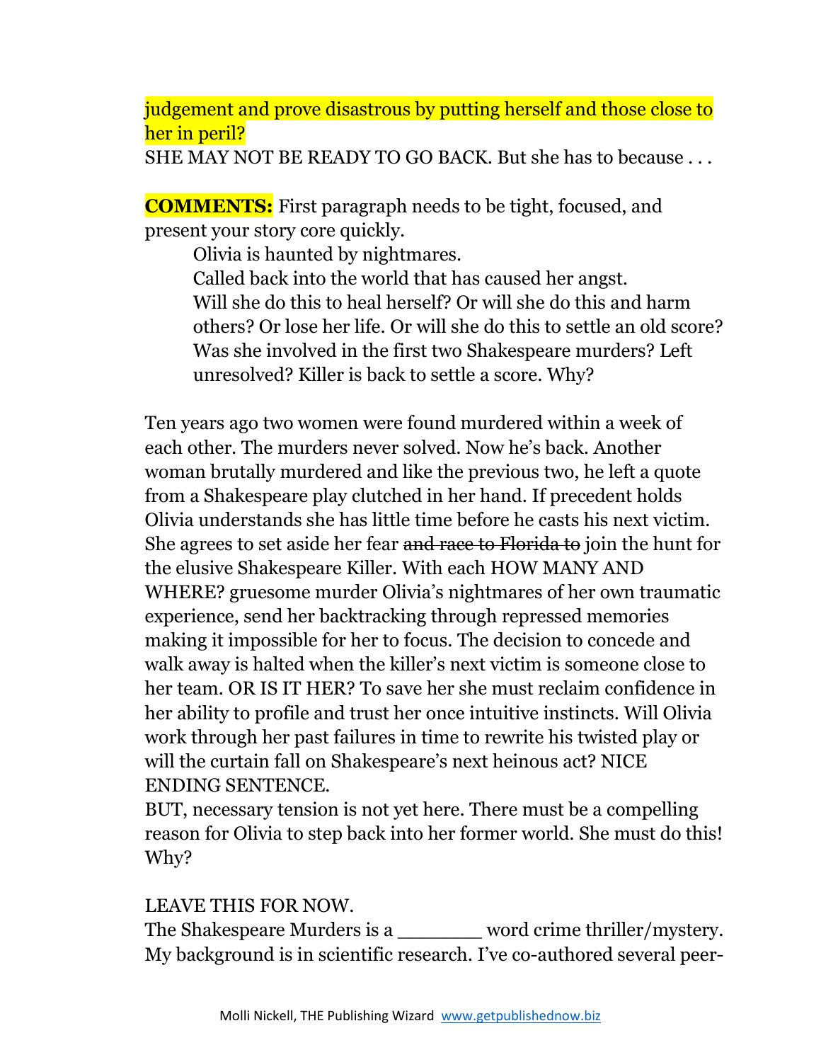judgement and prove disastrous by putting herself and those close to her in peril?

SHE MAY NOT BE READY TO GO BACK. But she has to because . . .

**COMMENTS:** First paragraph needs to be tight, focused, and present your story core quickly.

> Olivia is haunted by nightmares.
> Called back into the world that has caused her angst.
> Will she do this to heal herself? Or will she do this and harm others? Or lose her life. Or will she do this to settle an old score? Was she involved in the first two Shakespeare murders? Left unresolved? Killer is back to settle a score. Why?

Ten years ago two women were found murdered within a week of each other. The murders never solved. Now he's back. Another woman brutally murdered and like the previous two, he left a quote from a Shakespeare play clutched in her hand. If precedent holds Olivia understands she has little time before he casts his next victim. She agrees to set aside her fear ~~and race to Florida to~~ join the hunt for the elusive Shakespeare Killer. With each HOW MANY AND WHERE? gruesome murder Olivia's nightmares of her own traumatic experience, send her backtracking through repressed memories making it impossible for her to focus. The decision to concede and walk away is halted when the killer's next victim is someone close to her team. OR IS IT HER? To save her she must reclaim confidence in her ability to profile and trust her once intuitive instincts. Will Olivia work through her past failures in time to rewrite his twisted play or will the curtain fall on Shakespeare's next heinous act? NICE ENDING SENTENCE.

BUT, necessary tension is not yet here. There must be a compelling reason for Olivia to step back into her former world. She must do this! Why?

LEAVE THIS FOR NOW.

The Shakespeare Murders is a _______ word crime thriller/mystery. My background is in scientific research. I've co-authored several peer-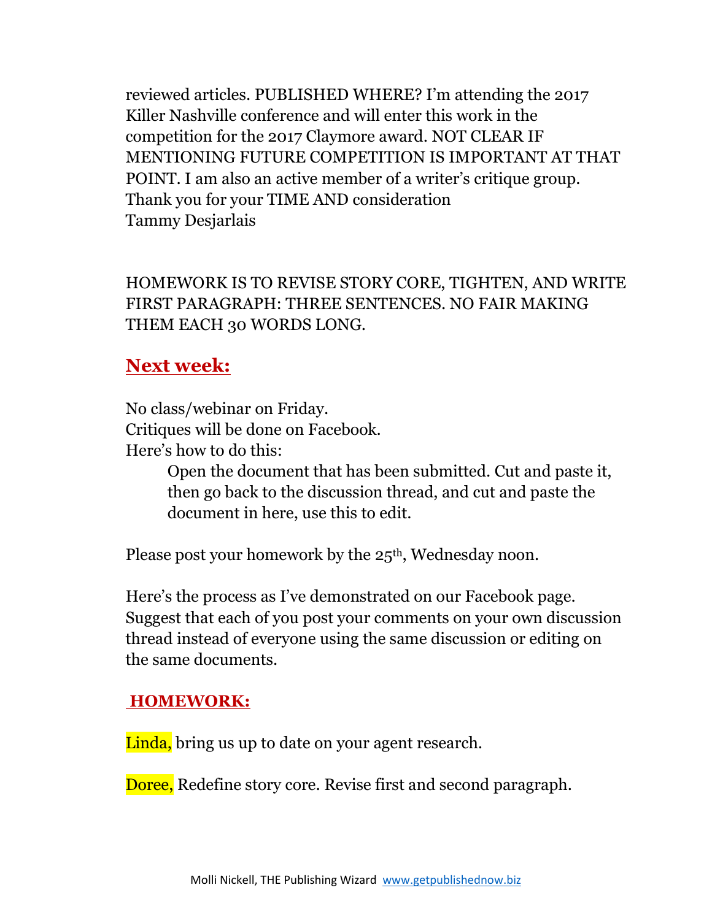reviewed articles. PUBLISHED WHERE? I'm attending the 2017 Killer Nashville conference and will enter this work in the competition for the 2017 Claymore award. NOT CLEAR IF MENTIONING FUTURE COMPETITION IS IMPORTANT AT THAT POINT. I am also an active member of a writer's critique group. Thank you for your TIME AND consideration
Tammy Desjarlais

HOMEWORK IS TO REVISE STORY CORE, TIGHTEN, AND WRITE FIRST PARAGRAPH: THREE SENTENCES. NO FAIR MAKING THEM EACH 30 WORDS LONG.

## Next week:

No class/webinar on Friday.
Critiques will be done on Facebook.
Here's how to do this:

> Open the document that has been submitted. Cut and paste it, then go back to the discussion thread, and cut and paste the document in here, use this to edit.

Please post your homework by the 25th, Wednesday noon.

Here's the process as I've demonstrated on our Facebook page. Suggest that each of you post your comments on your own discussion thread instead of everyone using the same discussion or editing on the same documents.

## HOMEWORK:

Linda, bring us up to date on your agent research.

Doree, Redefine story core. Revise first and second paragraph.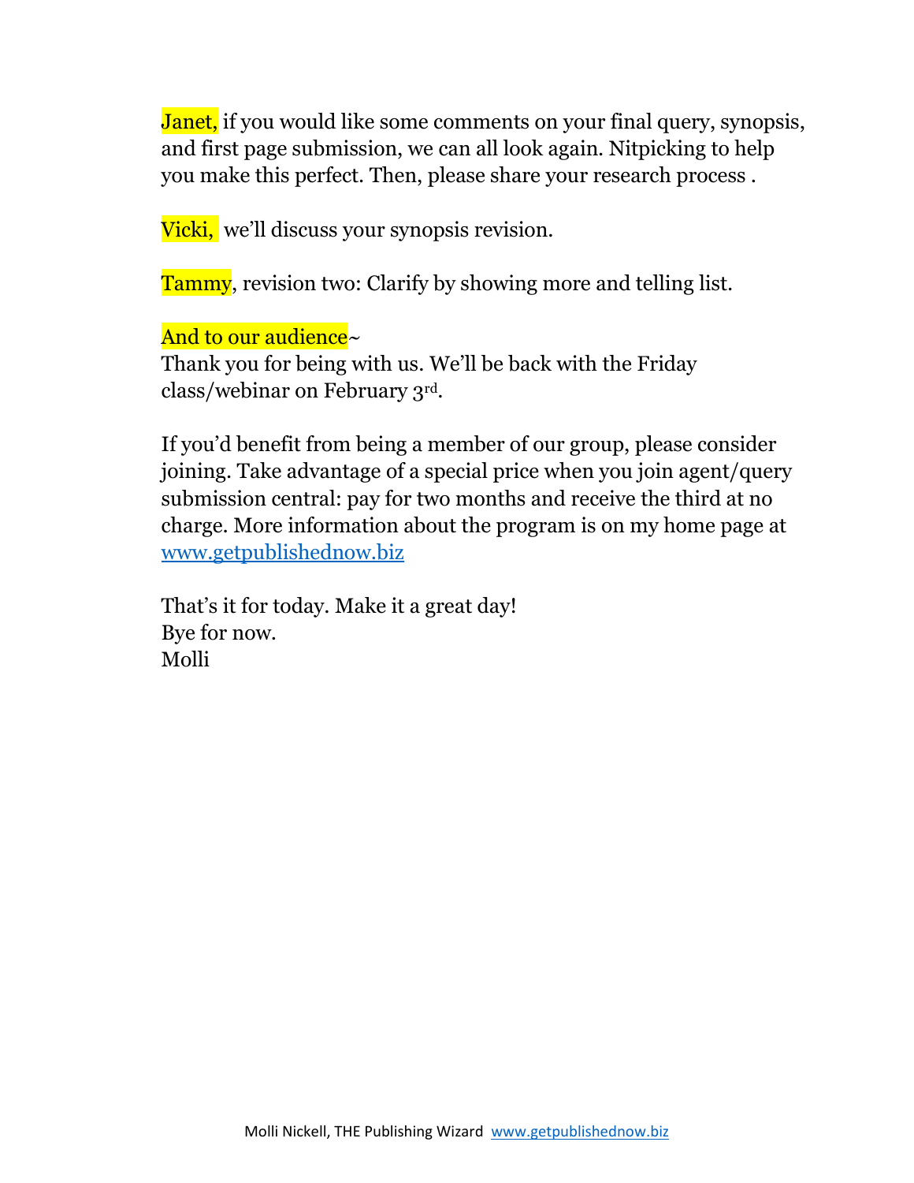Janet, if you would like some comments on your final query, synopsis, and first page submission, we can all look again. Nitpicking to help you make this perfect. Then, please share your research process .

Vicki, we'll discuss your synopsis revision.

Tammy, revision two: Clarify by showing more and telling list.

And to our audience~
Thank you for being with us. We'll be back with the Friday class/webinar on February 3rd.

If you'd benefit from being a member of our group, please consider joining. Take advantage of a special price when you join agent/query submission central: pay for two months and receive the third at no charge. More information about the program is on my home page at www.getpublishednow.biz

That's it for today. Make it a great day!
Bye for now.
Molli